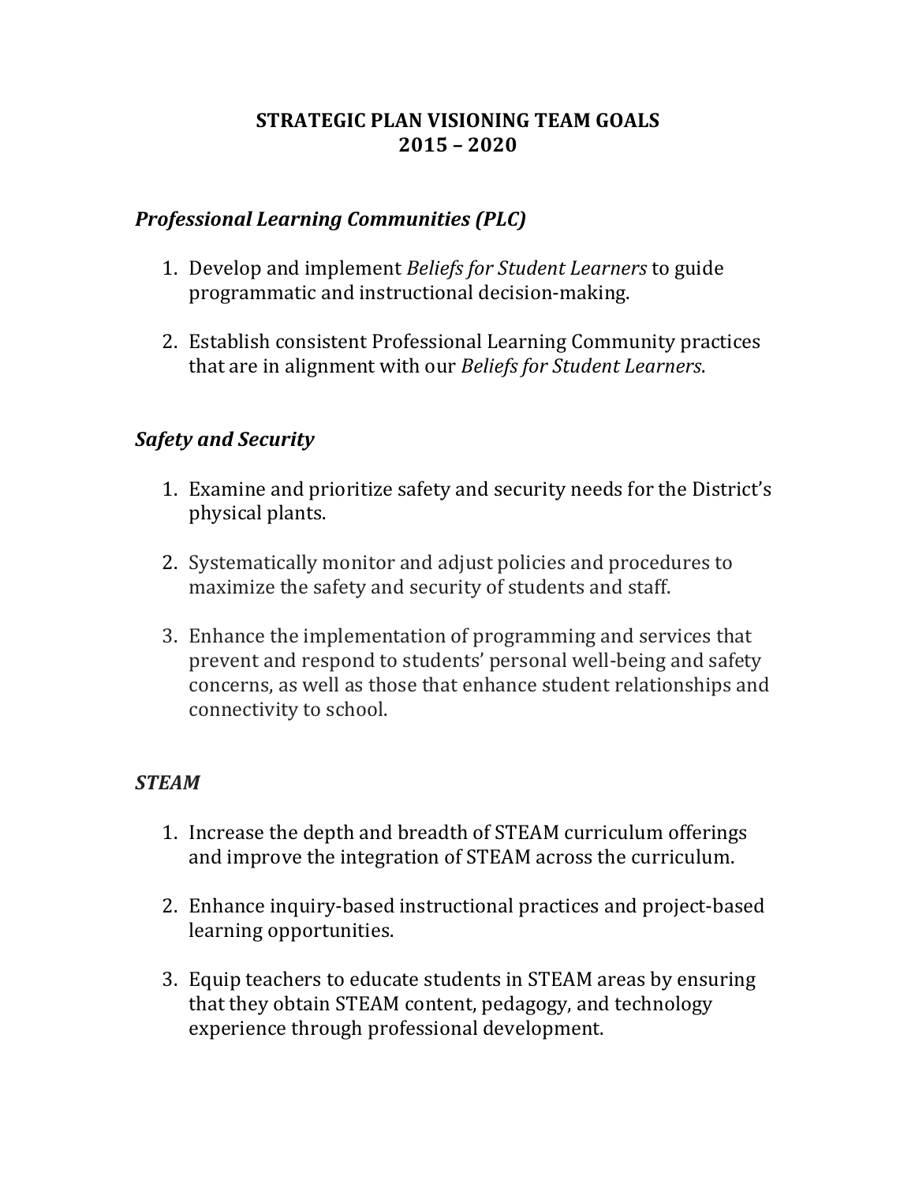# STRATEGIC PLAN VISIONING TEAM GOALS
# 2015 – 2020

## *Professional Learning Communities (PLC)*

1. Develop and implement *Beliefs for Student Learners* to guide programmatic and instructional decision-making.

2. Establish consistent Professional Learning Community practices that are in alignment with our *Beliefs for Student Learners*.

## *Safety and Security*

1. Examine and prioritize safety and security needs for the District's physical plants.

2. Systematically monitor and adjust policies and procedures to maximize the safety and security of students and staff.

3. Enhance the implementation of programming and services that prevent and respond to students' personal well-being and safety concerns, as well as those that enhance student relationships and connectivity to school.

## *STEAM*

1. Increase the depth and breadth of STEAM curriculum offerings and improve the integration of STEAM across the curriculum.

2. Enhance inquiry-based instructional practices and project-based learning opportunities.

3. Equip teachers to educate students in STEAM areas by ensuring that they obtain STEAM content, pedagogy, and technology experience through professional development.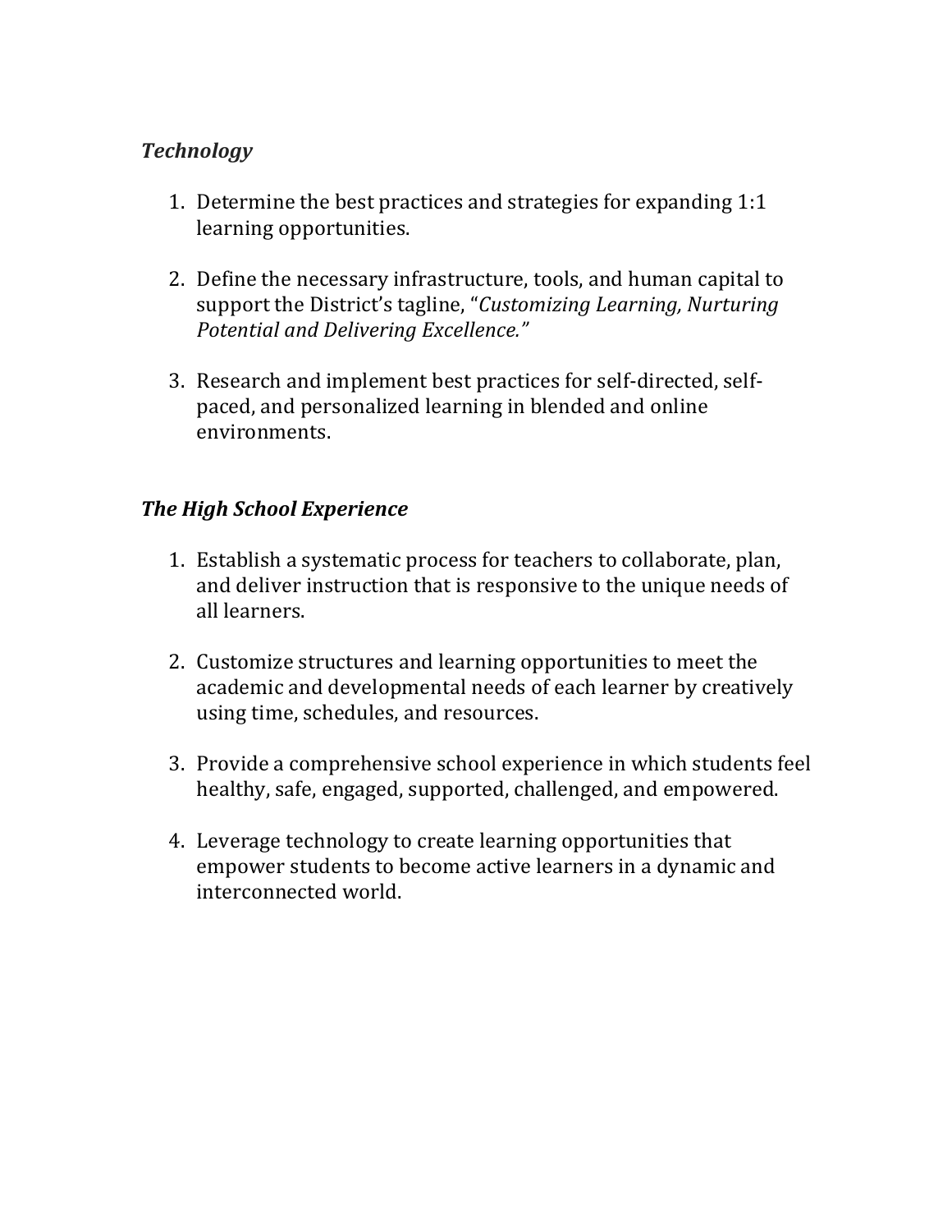***Technology***

1. Determine the best practices and strategies for expanding 1:1 learning opportunities.

2. Define the necessary infrastructure, tools, and human capital to support the District's tagline, "*Customizing Learning, Nurturing Potential and Delivering Excellence.*"

3. Research and implement best practices for self-directed, self-paced, and personalized learning in blended and online environments.

***The High School Experience***

1. Establish a systematic process for teachers to collaborate, plan, and deliver instruction that is responsive to the unique needs of all learners.

2. Customize structures and learning opportunities to meet the academic and developmental needs of each learner by creatively using time, schedules, and resources.

3. Provide a comprehensive school experience in which students feel healthy, safe, engaged, supported, challenged, and empowered.

4. Leverage technology to create learning opportunities that empower students to become active learners in a dynamic and interconnected world.